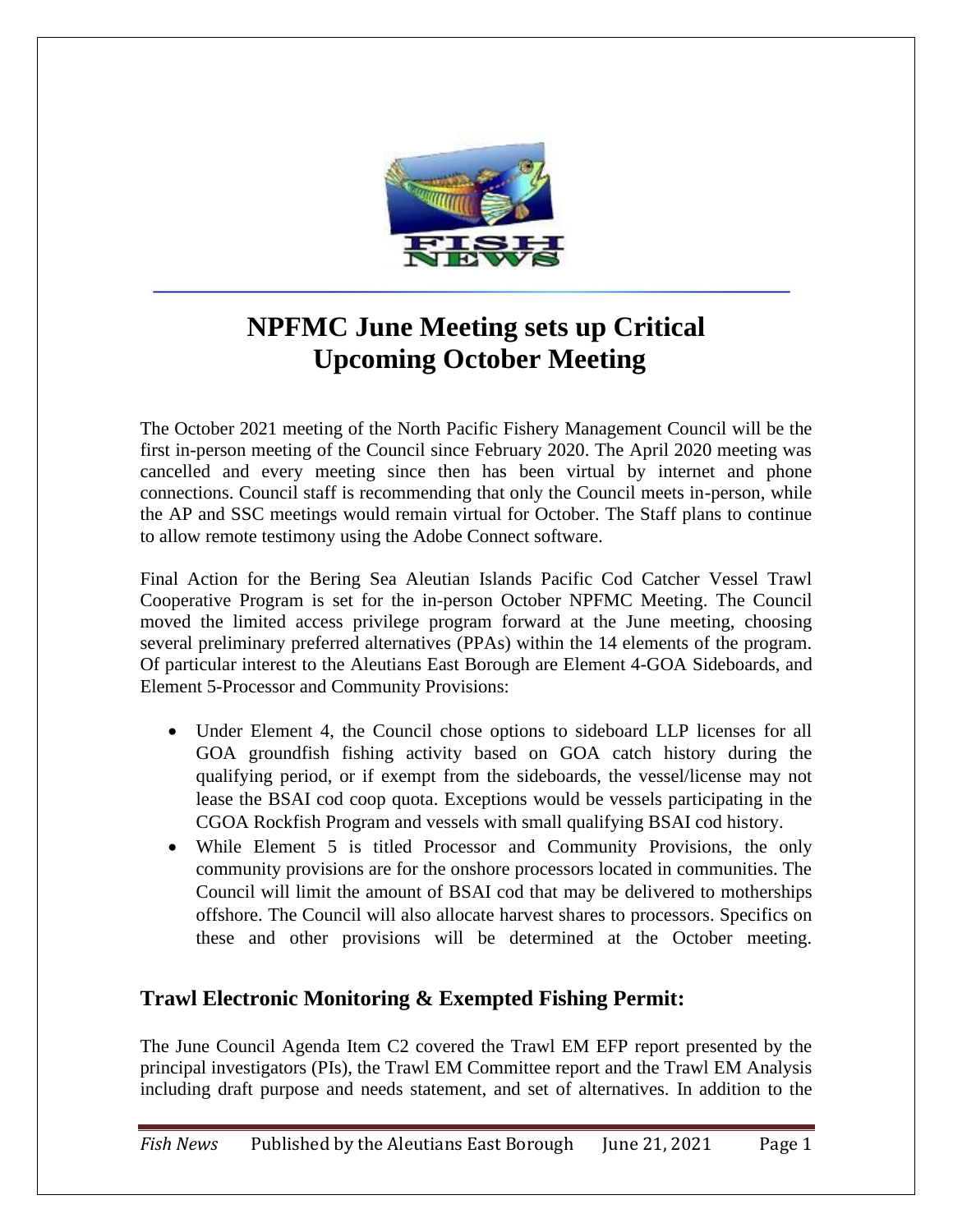# NPFMC June Meeting sets up Critical Upcoming October Meeting

The October 2021 meeting of the North Pacific Fishery Management Council will be the first in-person meeting of the Council since February 2020. The April 2020 meeting was cancelled and every meeting since then has been virtual by internet and phone connections. Council staff is recommending that only the Council meets in-person, while the AP and SSC meetings would remain virtual for October. The Staff plans to continue to allow remote testimony using the Adobe Connect software.

Final Action for the Bering Sea Aleutian Islands Pacific Cod Catcher Vessel Trawl Cooperative Program is set for the in-person October NPFMC Meeting. The Council moved the limited access privilege program forward at the June meeting, choosing several preliminary preferred alternatives (PPAs) within the 14 elements of the program. Of particular interest to the Aleutians East Borough are Element 4-GOA Sideboards, and Element 5-Processor and Community Provisions:

- Under Element 4, the Council chose options to sideboard LLP licenses for all GOA groundfish fishing activity based on GOA catch history during the qualifying period, or if exempt from the sideboards, the vessel/license may not lease the BSAI cod coop quota. Exceptions would be vessels participating in the CGOA Rockfish Program and vessels with small qualifying BSAI cod history.
- While Element 5 is titled Processor and Community Provisions, the only community provisions are for the onshore processors located in communities. The Council will limit the amount of BSAI cod that may be delivered to motherships offshore. The Council will also allocate harvest shares to processors. Specifics on these and other provisions will be determined at the October meeting.

## Trawl Electronic Monitoring & Exempted Fishing Permit:

The June Council Agenda Item C2 covered the Trawl EM EFP report presented by the principal investigators (PIs), the Trawl EM Committee report and the Trawl EM Analysis including draft purpose and needs statement, and set of alternatives. In addition to the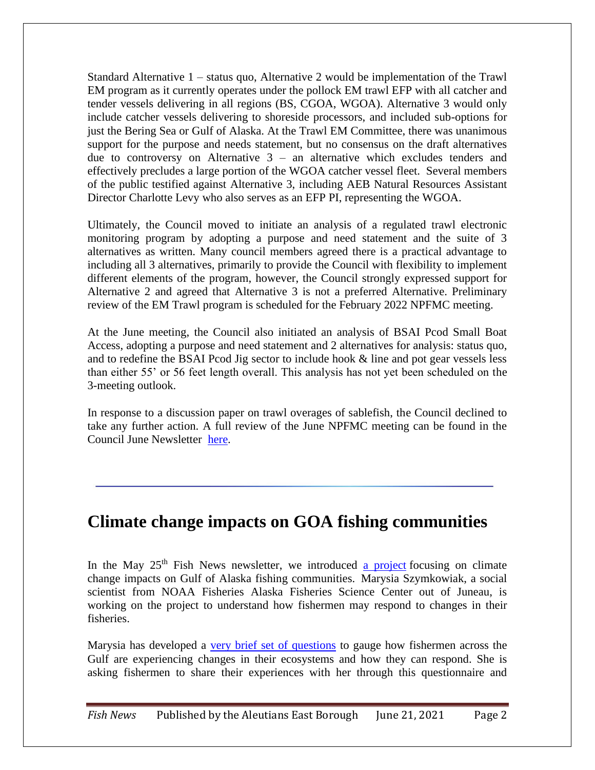Standard Alternative 1 – status quo, Alternative 2 would be implementation of the Trawl EM program as it currently operates under the pollock EM trawl EFP with all catcher and tender vessels delivering in all regions (BS, CGOA, WGOA). Alternative 3 would only include catcher vessels delivering to shoreside processors, and included sub-options for just the Bering Sea or Gulf of Alaska. At the Trawl EM Committee, there was unanimous support for the purpose and needs statement, but no consensus on the draft alternatives due to controversy on Alternative 3 – an alternative which excludes tenders and effectively precludes a large portion of the WGOA catcher vessel fleet. Several members of the public testified against Alternative 3, including AEB Natural Resources Assistant Director Charlotte Levy who also serves as an EFP PI, representing the WGOA.

Ultimately, the Council moved to initiate an analysis of a regulated trawl electronic monitoring program by adopting a purpose and need statement and the suite of 3 alternatives as written. Many council members agreed there is a practical advantage to including all 3 alternatives, primarily to provide the Council with flexibility to implement different elements of the program, however, the Council strongly expressed support for Alternative 2 and agreed that Alternative 3 is not a preferred Alternative. Preliminary review of the EM Trawl program is scheduled for the February 2022 NPFMC meeting.

At the June meeting, the Council also initiated an analysis of BSAI Pcod Small Boat Access, adopting a purpose and need statement and 2 alternatives for analysis: status quo, and to redefine the BSAI Pcod Jig sector to include hook & line and pot gear vessels less than either 55' or 56 feet length overall. This analysis has not yet been scheduled on the 3-meeting outlook.

In response to a discussion paper on trawl overages of sablefish, the Council declined to take any further action. A full review of the June NPFMC meeting can be found in the Council June Newsletter [here](#).

---

## Climate change impacts on GOA fishing communities

In the May 25th Fish News newsletter, we introduced [a project](#) focusing on climate change impacts on Gulf of Alaska fishing communities. Marysia Szymkowiak, a social scientist from NOAA Fisheries Alaska Fisheries Science Center out of Juneau, is working on the project to understand how fishermen may respond to changes in their fisheries.

Marysia has developed a [very brief set of questions](#) to gauge how fishermen across the Gulf are experiencing changes in their ecosystems and how they can respond. She is asking fishermen to share their experiences with her through this questionnaire and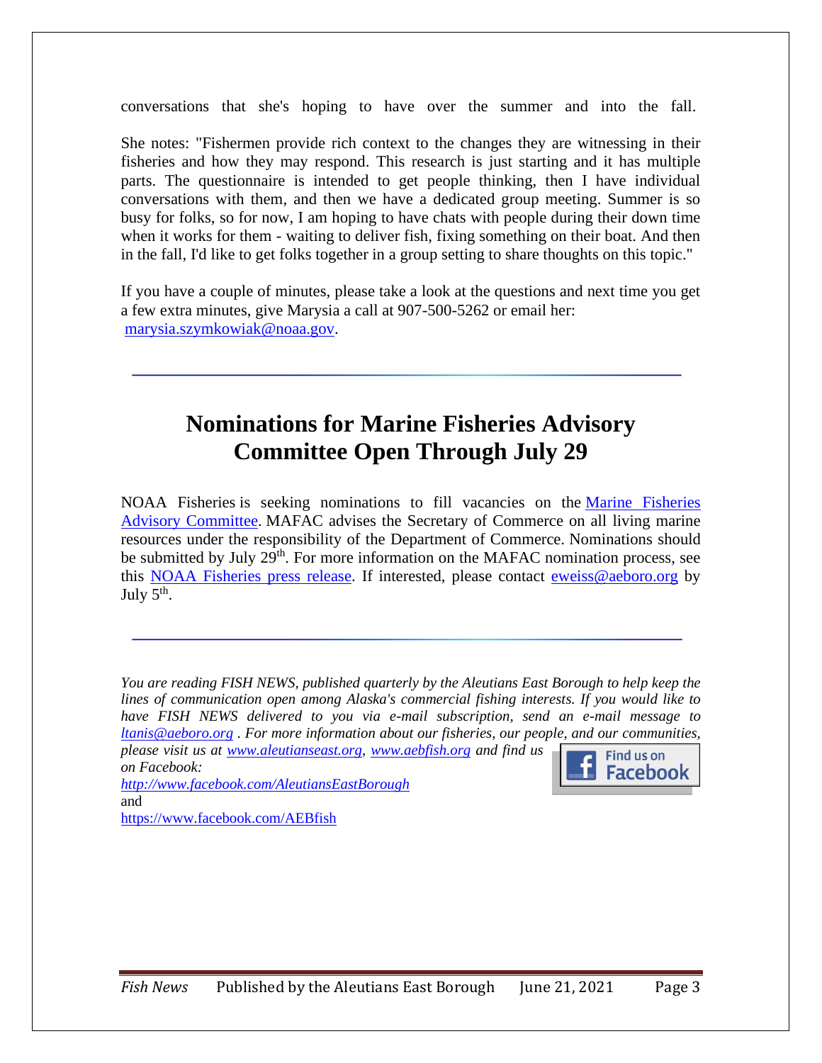conversations that she's hoping to have over the summer and into the fall.

She notes: "Fishermen provide rich context to the changes they are witnessing in their fisheries and how they may respond. This research is just starting and it has multiple parts. The questionnaire is intended to get people thinking, then I have individual conversations with them, and then we have a dedicated group meeting. Summer is so busy for folks, so for now, I am hoping to have chats with people during their down time when it works for them - waiting to deliver fish, fixing something on their boat. And then in the fall, I'd like to get folks together in a group setting to share thoughts on this topic."

If you have a couple of minutes, please take a look at the questions and next time you get a few extra minutes, give Marysia a call at 907-500-5262 or email her: marysia.szymkowiak@noaa.gov.

---

# Nominations for Marine Fisheries Advisory Committee Open Through July 29

NOAA Fisheries is seeking nominations to fill vacancies on the Marine Fisheries Advisory Committee. MAFAC advises the Secretary of Commerce on all living marine resources under the responsibility of the Department of Commerce. Nominations should be submitted by July 29th. For more information on the MAFAC nomination process, see this NOAA Fisheries press release. If interested, please contact eweiss@aeboro.org by July 5th.

---

*You are reading FISH NEWS, published quarterly by the Aleutians East Borough to help keep the lines of communication open among Alaska's commercial fishing interests. If you would like to have FISH NEWS delivered to you via e-mail subscription, send an e-mail message to ltanis@aeboro.org . For more information about our fisheries, our people, and our communities, please visit us at www.aleutianseast.org, www.aebfish.org and find us on Facebook:*

*http://www.facebook.com/AleutiansEastBorough*

and

https://www.facebook.com/AEBfish

Find us on Facebook